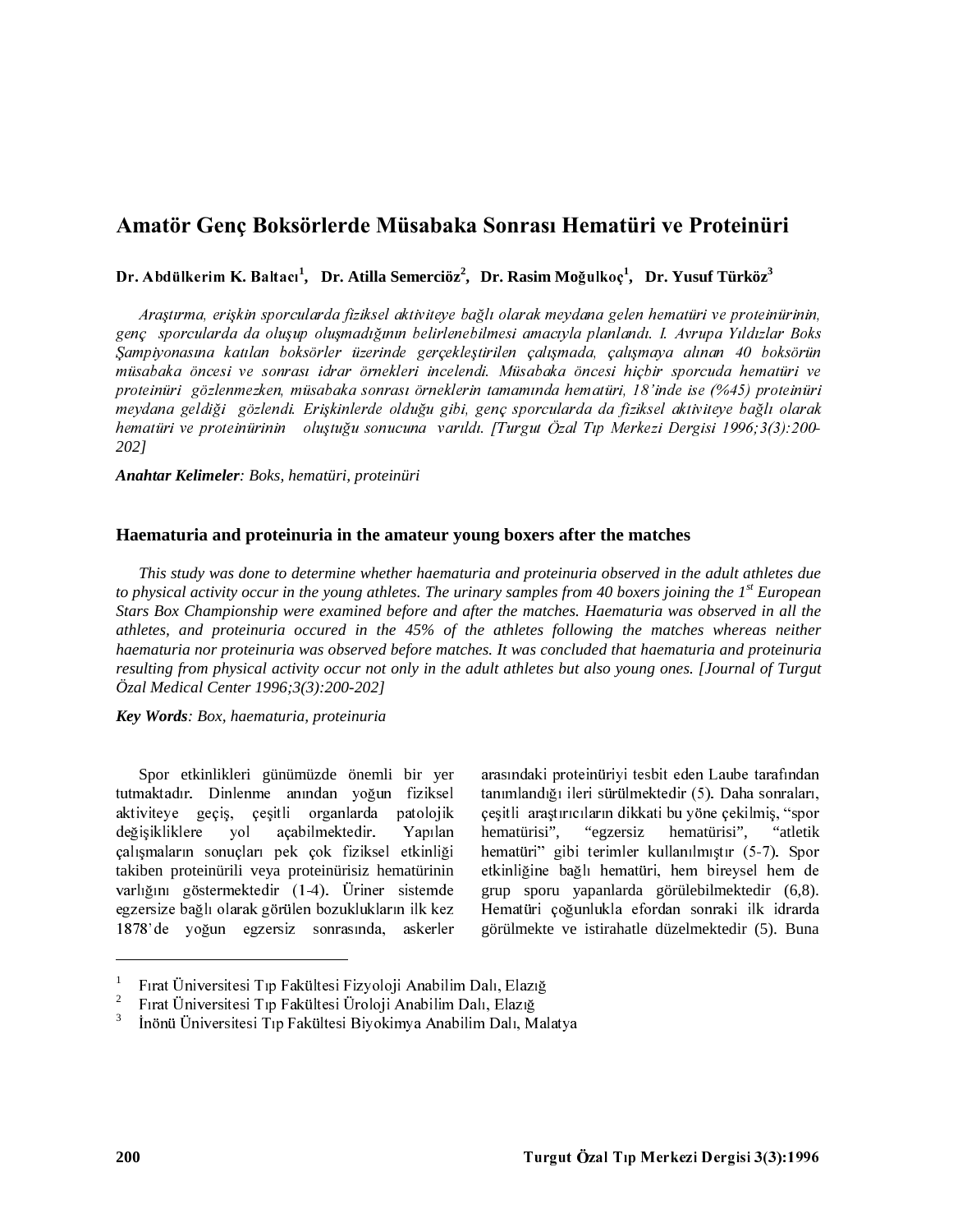# Amatör Genç Boksörlerde Müsabaka Sonrası Hematüri ve Proteinüri

**Dr. Abdülkerim K. Baltacı[1], Dr. Atilla Semercioz[2], Dr. Rasim Moğulkoç[1], Dr. Yusuf Türköz[3]**

*Araştırma, erişkin sporcularda fiziksel aktiviteye bağlı olarak meydana gelen hematüri ve proteinürinin, genç sporcularda da oluşup oluşmadığının belirlenebilmesi amacıyla planlandı. I. Avrupa Yıldızlar Boks Şampiyonasına katılan boksörler üzerinde gerçekleştirilen çalışmada, çalışmaya alınan 40 boksörün müsabaka öncesi ve sonrası idrar örnekleri incelendi. Müsabaka öncesi hiçbir sporcuda hematüri ve proteinüri gözlenmezken, müsabaka sonrası örneklerin tamamında hematüri, 18'inde ise (%45) proteinüri meydana geldiği gözlendi. Erişkinlerde olduğu gibi, genç sporcularda da fiziksel aktiviteye bağlı olarak hematüri ve proteinürinin oluştuğu sonucuna varıldı. [Turgut Özal Tıp Merkezi Dergisi 1996;3(3):200-202]*

***Anahtar Kelimeler**: Boks, hematüri, proteinüri*

### Haematuria and proteinuria in the amateur young boxers after the matches

***This study was done to determine whether haematuria and proteinuria observed in the adult athletes due to physical activity occur in the young athletes. The urinary samples from 40 boxers joining the 1st European Stars Box Championship were examined before and after the matches. Haematuria was observed in all the athletes, and proteinuria occured in the 45% of the athletes following the matches whereas neither haematuria nor proteinuria was observed before matches. It was concluded that haematuria and proteinuria resulting from physical activity occur not only in the adult athletes but also young ones. [Journal of Turgut Özal Medical Center 1996;3(3):200-202]***

***Key Words**: Box, haematuria, proteinuria*

Spor etkinlikleri günümüzde önemli bir yer tutmaktadır. Dinlenme anından yoğun fiziksel aktiviteye geçiş, çeşitli organlarda patolojik değişikliklere yol açabilmektedir. Yapılan çalışmaların sonuçları pek çok fiziksel etkinliği takiben proteinürili veya proteinürisiz hematürinin varlığını göstermektedir (1-4). Üriner sistemde egzersize bağlı olarak görülen bozuklukların ilk kez 1878'de yoğun egzersiz sonrasında, askerler arasındaki proteinüriyi tesbit eden Laube tarafından tanımlandığı ileri sürülmektedir (5). Daha sonraları, çeşitli araştırıcıların dikkati bu yöne çekilmiş, "spor hematürisi", "egzersiz hematürisi", "atletik hematürі" gibi terimler kullanılmıştır (5-7). Spor etkinliğine bağlı hematüri, hem bireysel hem de grup sporu yapanlarda görülebilmektedir (6,8). Hematüri çoğunlukla efordan sonraki ilk idrarda görülmekte ve istirahatle düzelmektedir (5). Buna

---

[1] Fırat Üniversitesi Tıp Fakültesi Fizyoloji Anabilim Dalı, Elazığ
[2] Fırat Üniversitesi Tıp Fakültesi Üroloji Anabilim Dalı, Elazığ
[3] İnönü Üniversitesi Tıp Fakültesi Biyokimya Anabilim Dalı, Malatya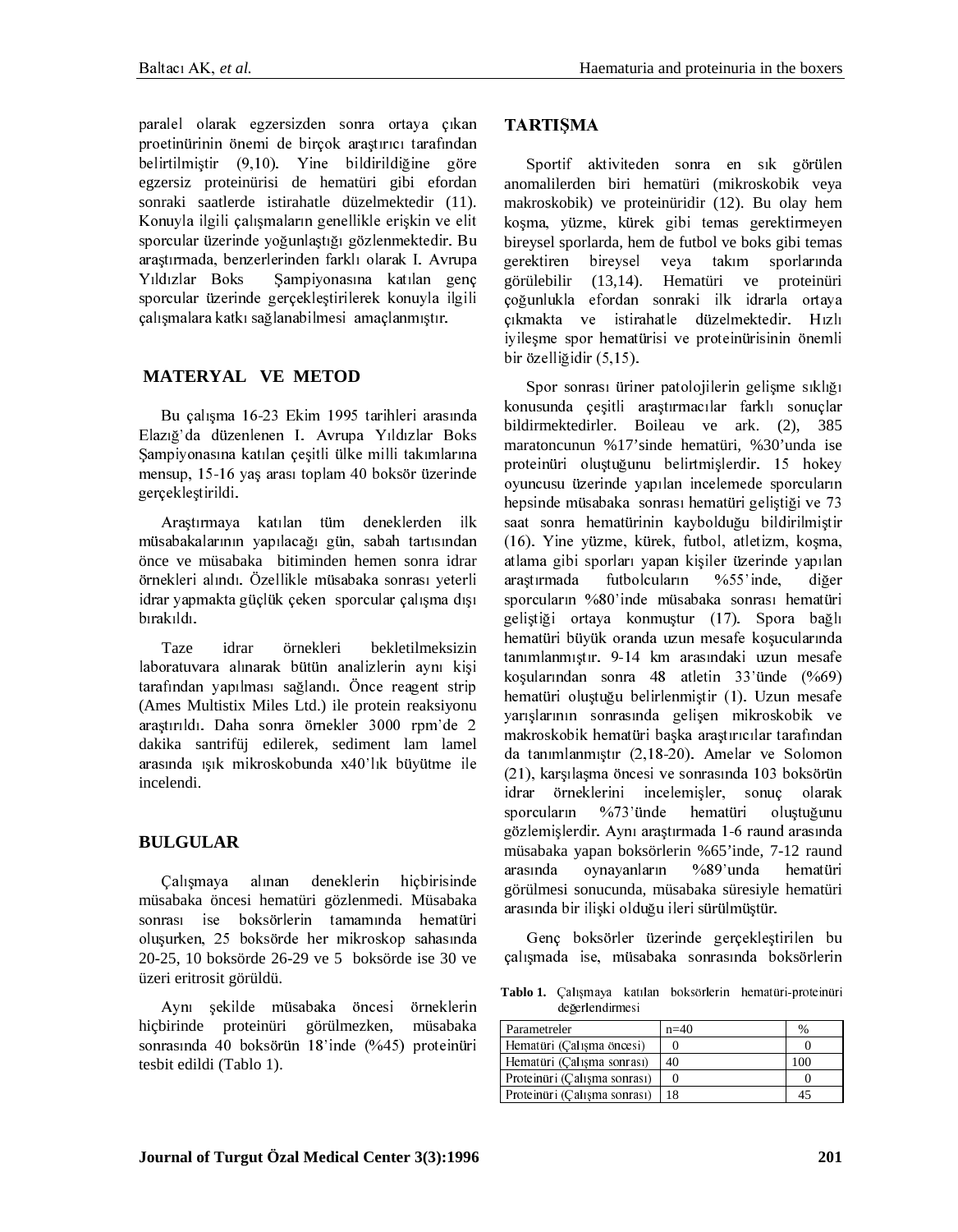paralel olarak egzersizden sonra ortaya çıkan proetinürinin önemi de birçok araştırıcı tarafından belirtilmiştir (9,10). Yine bildirildiğine göre egzersiz proteinürisi de hematüri gibi efordan sonraki saatlerde istirahatle düzelmektedir (11). Konuyla ilgili çalışmaların genellikle erişkin ve elit sporcular üzerinde yoğunlaştığı gözlenmektedir. Bu araştırmada, benzerlerinden farklı olarak I. Avrupa Yıldızlar Boks Şampiyonasına katılan genç sporcular üzerinde gerçekleştirilerek konuyla ilgili çalışmalara katkı sağlanabilmesi amaçlanmıştır.

## MATERYAL VE METOD

Bu çalışma 16-23 Ekim 1995 tarihleri arasında Elazığ'da düzenlenen I. Avrupa Yıldızlar Boks Şampiyonasına katılan çeşitli ülke milli takımlarına mensup, 15-16 yaş arası toplam 40 boksör üzerinde gerçekleştirildi.

Araştırmaya katılan tüm deneklerden ilk müsabakalarının yapılacağı gün, sabah tartısından önce ve müsabaka bitiminden hemen sonra idrar örnekleri alındı. Özellikle müsabaka sonrası yeterli idrar yapmakta güçlük çeken sporcular çalışma dışı bırakıldı.

Taze idrar örnekleri bekletilmeksizin laboratuvara alınarak bütün analizlerin aynı kişi tarafından yapılması sağlandı. Önce reagent strip (Ames Multistix Miles Ltd.) ile protein reaksiyonu araştırıldı. Daha sonra örnekler 3000 rpm'de 2 dakika santrifüj edilerek, sediment lam lamel arasında ışık mikroskobunda x40'lık büyütme ile incelendi.

## BULGULAR

Çalışmaya alınan deneklerin hiçbirisinde müsabaka öncesi hematüri gözlenmedi. Müsabaka sonrası ise boksörlerin tamamında hematüri oluşurken, 25 boksörde her mikroskop sahasında 20-25, 10 boksörde 26-29 ve 5 boksörde ise 30 ve üzeri eritrosit görüldü.

Aynı şekilde müsabaka öncesi örneklerin hiçbirinde proteinüri görülmezken, müsabaka sonrasında 40 boksörün 18'inde (%45) proteinüri tesbit edildi (Tablo 1).

## TARTIŞMA

Sportif aktiviteden sonra en sık görülen anomalilerden biri hematüri (mikroskobik veya makroskobik) ve proteinüridir (12). Bu olay hem koşma, yüzme, kürek gibi temas gerektirmeyen bireysel sporlarda, hem de futbol ve boks gibi temas gerektiren bireysel veya takım sporlarında görülebilir (13,14). Hematüri ve proteinüri çoğunlukla efordan sonraki ilk idrarla ortaya çıkmakta ve istirahatle düzelmektedir. Hızlı iyileşme spor hematürisi ve proteinürisinin önemli bir özelliğidir (5,15).

Spor sonrası üriner patolojilerin gelişme sıklığı konusunda çeşitli araştırmacılar farklı sonuçlar bildirmektedirler. Boileau ve ark. (2), 385 maratoncunun %17'sinde hematüri, %30'unda ise proteinüri oluştuğunu belirtmişlerdir. 15 hokey oyuncusu üzerinde yapılan incelemede sporcuların hepsinde müsabaka sonrası hematüri geliştiği ve 73 saat sonra hematürinin kaybolduğu bildirilmiştir (16). Yine yüzme, kürek, futbol, atletizm, koşma, atlama gibi sporları yapan kişiler üzerinde yapılan araştırmada futbolcuların %55'inde, diğer sporcuların %80'inde müsabaka sonrası hematüri geliştiği ortaya konmuştur (17). Spora bağlı hematüri büyük oranda uzun mesafe koşucularında tanımlanmıştır. 9-14 km arasındaki uzun mesafe koşularından sonra 48 atletin 33'ünde (%69) hematüri oluştuğu belirlenmiştir (1). Uzun mesafe yarışlarının sonrasında gelişen mikroskobik ve makroskobik hematüri başka araştırıcılar tarafından da tanımlanmıştır (2,18-20). Amelar ve Solomon (21), karşılaşma öncesi ve sonrasında 103 boksörün idrar örneklerini incelemişler, sonuç olarak sporcuların %73'ünde hematüri oluştuğunu gözlemişlerdir. Aynı araştırmada 1-6 raund arasında müsabaka yapan boksörlerin %65'inde, 7-12 raund arasında oynayanların %89'unda hematüri görülmesi sonucunda, müsabaka süresiyle hematüri arasında bir ilişki olduğu ileri sürülmüştür.

Genç boksörler üzerinde gerçekleştirilen bu çalışmada ise, müsabaka sonrasında boksörlerin

**Tablo 1.** Çalışmaya katılan boksörlerin hematüri-proteinüri değerlendirmesi

| Parametreler | n=40 | % |
|---|---|---|
| Hematüri (Çalışma öncesi) | 0 | 0 |
| Hematüri (Çalışma sonrası) | 40 | 100 |
| Proteinüri (Çalışma sonrası) | 0 | 0 |
| Proteinüri (Çalışma sonrası) | 18 | 45 |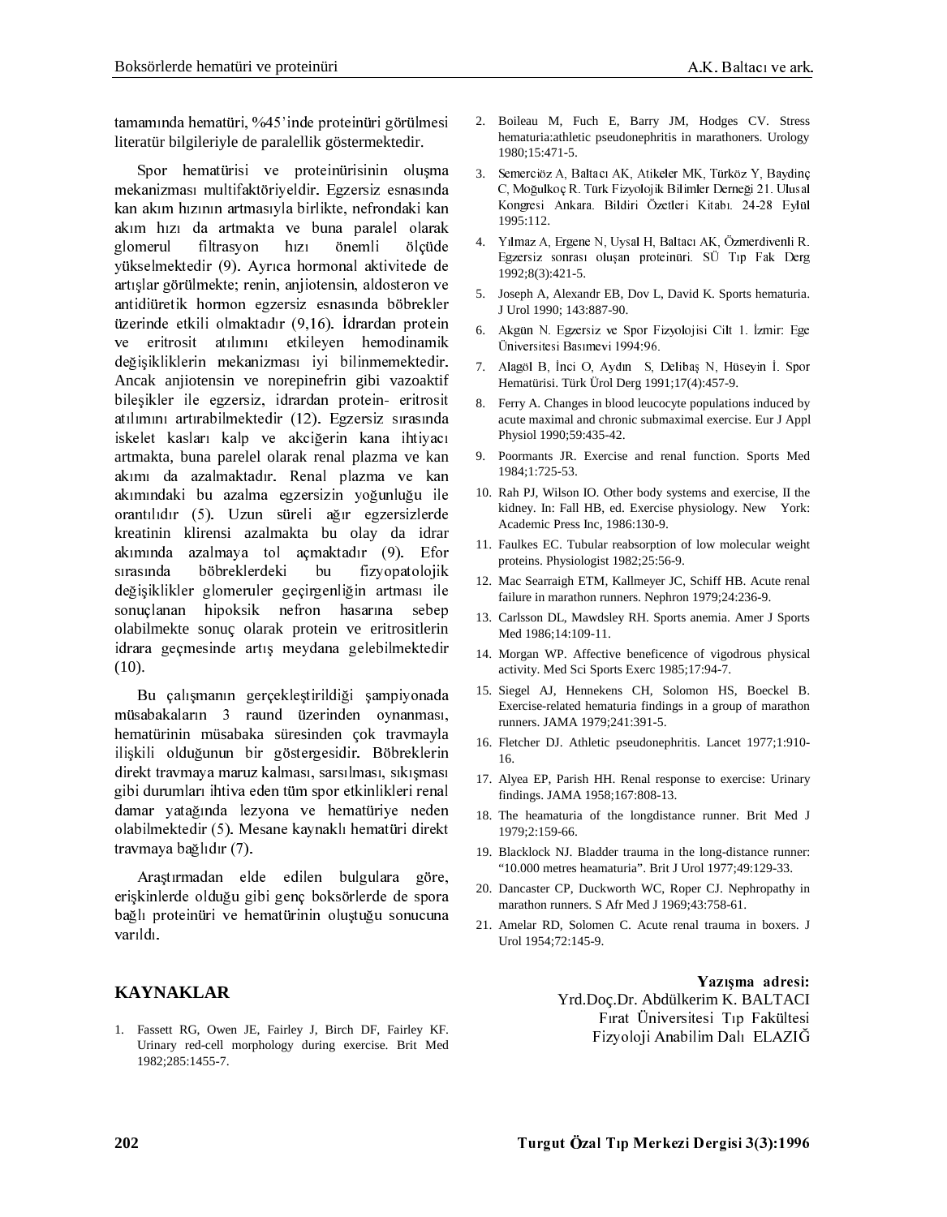tamamında hematüri, %45'inde proteinüri görülmesi literatür bilgileriyle de paralellik göstermektedir.

Spor hematürisi ve proteinürisinin oluşma mekanizması multifaktöriyeldir. Egzersiz esnasında kan akım hızının artmasıyla birlikte, nefrondaki kan akım hızı da artmakta ve buna paralel olarak glomerul filtrasyon hızı önemli ölçüde yükselmektedir (9). Ayrıca hormonal aktivitede de artışlar görülmekte; renin, anjiotensin, aldosteron ve antidiüretik hormon egzersiz esnasında böbrekler üzerinde etkili olmaktadır (9,16). İdrardan protein ve eritrosit atılımını etkileyen hemodinamik değişikliklerin mekanizması iyi bilinmemektedir. Ancak anjiotensin ve norepinefrin gibi vazoaktif bileşikler ile egzersiz, idrardan protein- eritrosit atılımını artırabilmektedir (12). Egzersiz sırasında iskelet kasları kalp ve akciğerin kana ihtiyacı artmakta, buna parelel olarak renal plazma ve kan akımı da azalmaktadır. Renal plazma ve kan akımındaki bu azalma egzersizin yoğunluğu ile orantılıdır (5). Uzun süreli ağır egzersizlerde kreatinin klirensi azalmakta bu olay da idrar akımında azalmaya tol açmaktadır (9). Efor sırasında böbreklerdeki bu fizyopatolojik değişiklikler glomeruler geçirgenliğin artması ile sonuçlanan hipoksik nefron hasarına sebep olabilmekte sonuç olarak protein ve eritrositlerin idrara geçmesinde artış meydana gelebilmektedir (10).

Bu çalışmanın gerçekleştirildiği şampiyonada müsabakaların 3 raund üzerinden oynanması, hematürinin müsabaka süresinden çok travmayla ilişkili olduğunun bir göstergesidir. Böbreklerin direkt travmaya maruz kalması, sarsılması, sıkışması gibi durumları ihtiva eden tüm spor etkinlikleri renal damar yatağında lezyona ve hematüriye neden olabilmektedir (5). Mesane kaynaklı hematüri direkt travmaya bağlıdır (7).

Araştırmadan elde edilen bulgulara göre, erişkinlerde olduğu gibi genç boksörlerde de spora bağlı proteinüri ve hematürinin oluştuğu sonucuna varıldı.

## KAYNAKLAR

1. Fassett RG, Owen JE, Fairley J, Birch DF, Fairley KF. Urinary red-cell morphology during exercise. Brit Med 1982;285:1455-7.
2. Boileau M, Fuch E, Barry JM, Hodges CV. Stress hematuria:athletic pseudonephritis in marathoners. Urology 1980;15:471-5.
3. Semercioz A, Baltacı AK, Atikeler MK, Türköz Y, Baydinç C, Moğulkoç R. Türk Fizyolojik Bilimler Derneği 21. Ulusal Kongresi Ankara. Bildiri Özetleri Kitabı. 24-28 Eylül 1995:112.
4. Yılmaz A, Ergene N, Uysal H, Baltacı AK, Özmerdivenli R. Egzersiz sonrası oluşan proteinüri. SÜ Tıp Fak Derg 1992;8(3):421-5.
5. Joseph A, Alexandr EB, Dov L, David K. Sports hematuria. J Urol 1990; 143:887-90.
6. Akgün N. Egzersiz ve Spor Fizyolojisi Cilt 1. İzmir: Ege Üniversitesi Basımevi 1994:96.
7. Alagöl B, İnci O, Aydın S, Delibaş N, Hüseyin İ. Spor Hematürisi. Türk Ürol Derg 1991;17(4):457-9.
8. Ferry A. Changes in blood leucocyte populations induced by acute maximal and chronic submaximal exercise. Eur J Appl Physiol 1990;59:435-42.
9. Poormants JR. Exercise and renal function. Sports Med 1984;1:725-53.
10. Rah PJ, Wilson IO. Other body systems and exercise, II the kidney. In: Fall HB, ed. Exercise physiology. New York: Academic Press Inc, 1986:130-9.
11. Faulkes EC. Tubular reabsorption of low molecular weight proteins. Physiologist 1982;25:56-9.
12. Mac Searraigh ETM, Kallmeyer JC, Schiff HB. Acute renal failure in marathon runners. Nephron 1979;24:236-9.
13. Carlsson DL, Mawdsley RH. Sports anemia. Amer J Sports Med 1986;14:109-11.
14. Morgan WP. Affective beneficence of vigodrous physical activity. Med Sci Sports Exerc 1985;17:94-7.
15. Siegel AJ, Hennekens CH, Solomon HS, Boeckel B. Exercise-related hematuria findings in a group of marathon runners. JAMA 1979;241:391-5.
16. Fletcher DJ. Athletic pseudonephritis. Lancet 1977;1:910-16.
17. Alyea EP, Parish HH. Renal response to exercise: Urinary findings. JAMA 1958;167:808-13.
18. The heamaturia of the longdistance runner. Brit Med J 1979;2:159-66.
19. Blacklock NJ. Bladder trauma in the long-distance runner: "10.000 metres heamaturia". Brit J Urol 1977;49:129-33.
20. Dancaster CP, Duckworth WC, Roper CJ. Nephropathy in marathon runners. S Afr Med J 1969;43:758-61.
21. Amelar RD, Solomen C. Acute renal trauma in boxers. J Urol 1954;72:145-9.

**Yazışma adresi:**
Yrd.Doç.Dr. Abdülkerim K. BALTACI
Fırat Üniversitesi Tıp Fakültesi
Fizyoloji Anabilim Dalı ELAZIĞ